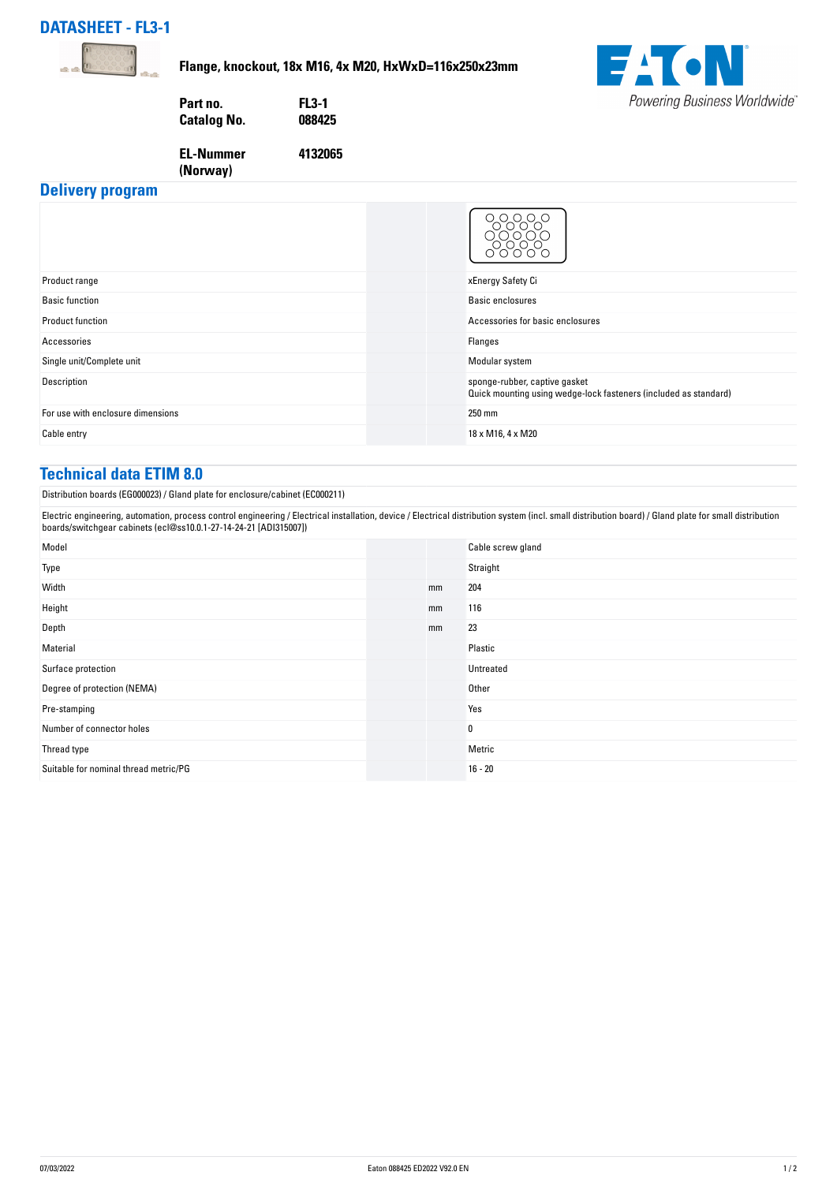# DATASHEET - FL3-1

**Flange, knockout, 18x M16, 4x M20, HxWxD=116x250x23mm**

| | |
|---|---|
| **Part no.** | **FL3-1** |
| **Catalog No.** | **088425** |
| **EL-Nummer (Norway)** | **4132065** |

## Delivery program

| | | | |
|---|---|---|---|
| Product range | | | xEnergy Safety Ci |
| Basic function | | | Basic enclosures |
| Product function | | | Accessories for basic enclosures |
| Accessories | | | Flanges |
| Single unit/Complete unit | | | Modular system |
| Description | | | sponge-rubber, captive gasket<br>Quick mounting using wedge-lock fasteners (included as standard) |
| For use with enclosure dimensions | | | 250 mm |
| Cable entry | | | 18 x M16, 4 x M20 |

## Technical data ETIM 8.0

Distribution boards (EG000023) / Gland plate for enclosure/cabinet (EC000211)

Electric engineering, automation, process control engineering / Electrical installation, device / Electrical distribution system (incl. small distribution board) / Gland plate for small distribution boards/switchgear cabinets (ecl@ss10.0.1-27-14-24-21 [ADI315007])

| | | | |
|---|---|---|---|
| Model | | | Cable screw gland |
| Type | | | Straight |
| Width | | mm | 204 |
| Height | | mm | 116 |
| Depth | | mm | 23 |
| Material | | | Plastic |
| Surface protection | | | Untreated |
| Degree of protection (NEMA) | | | Other |
| Pre-stamping | | | Yes |
| Number of connector holes | | | 0 |
| Thread type | | | Metric |
| Suitable for nominal thread metric/PG | | | 16 - 20 |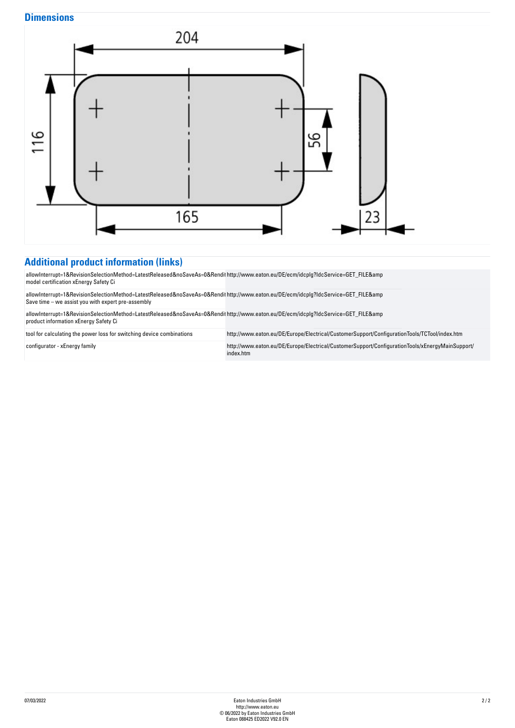## Dimensions

204

116

56

165

23

## Additional product information (links)

| | |
|---|---|
| allowInterrupt=1&RevisionSelectionMethod=LatestReleased&noSaveAs=0&Rendit model certification xEnergy Safety Ci | http://www.eaton.eu/DE/ecm/idcplg?IdcService=GET_FILE&amp |
| allowInterrupt=1&RevisionSelectionMethod=LatestReleased&noSaveAs=0&Rendit Save time – we assist you with expert pre-assembly | http://www.eaton.eu/DE/ecm/idcplg?IdcService=GET_FILE&amp |
| allowInterrupt=1&RevisionSelectionMethod=LatestReleased&noSaveAs=0&Rendit product information xEnergy Safety Ci | http://www.eaton.eu/DE/ecm/idcplg?IdcService=GET_FILE&amp |
| tool for calculating the power loss for switching device combinations | http://www.eaton.eu/DE/Europe/Electrical/CustomerSupport/ConfigurationTools/TCTool/index.htm |
| configurator - xEnergy family | http://www.eaton.eu/DE/Europe/Electrical/CustomerSupport/ConfigurationTools/xEnergyMainSupport/index.htm |

07/03/2022

Eaton Industries GmbH
http://www.eaton.eu
© 06/2022 by Eaton Industries GmbH
Eaton 088425 ED2022 V92.0 EN